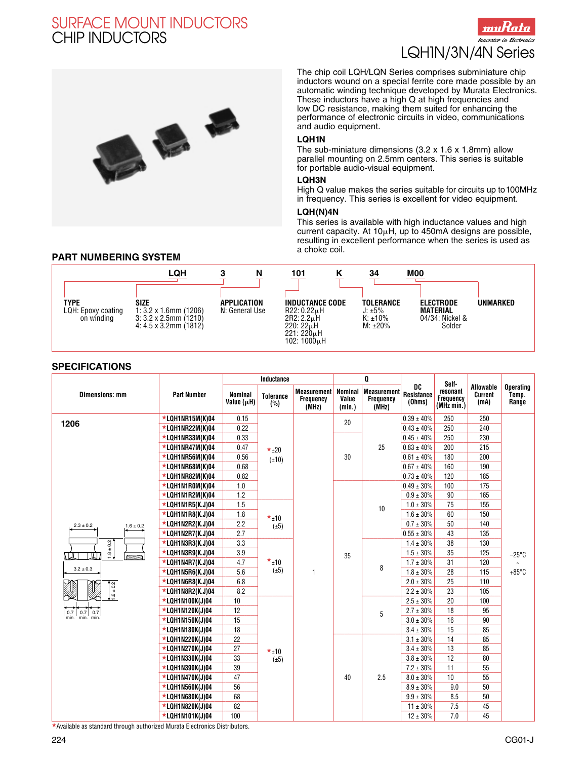# SURFACE MOUNT INDUCTORS
# CHIP INDUCTORS

## LQH1N/3N/4N Series

The chip coil LQH/LQN Series comprises subminiature chip inductors wound on a special ferrite core made possible by an automatic winding technique developed by Murata Electronics. These inductors have a high Q at high frequencies and low DC resistance, making them suited for enhancing the performance of electronic circuits in video, communications and audio equipment.

**LQH1N**
The sub-miniature dimensions (3.2 x 1.6 x 1.8mm) allow parallel mounting on 2.5mm centers. This series is suitable for portable audio-visual equipment.

**LQH3N**
High Q value makes the series suitable for circuits up to 100MHz in frequency. This series is excellent for video equipment.

**LQH(N)4N**
This series is available with high inductance values and high current capacity. At 10µH, up to 450mA designs are possible, resulting in excellent performance when the series is used as a choke coil.

### PART NUMBERING SYSTEM

LQH 3 N 101 K 34 M00

| | |
|---|---|
| TYPE | LQH: Epoxy coating on winding |
| SIZE | 1: 3.2 x 1.6mm (1206)<br>3: 3.2 x 2.5mm (1210)<br>4: 4.5 x 3.2mm (1812) |
| APPLICATION | N: General Use |
| INDUCTANCE CODE | R22: 0.22µH<br>2R2: 2.2µH<br>220: 22µH<br>221: 220µH<br>102: 1000µH |
| TOLERANCE | J: ±5%<br>K: ±10%<br>M: ±20% |
| ELECTRODE MATERIAL | 04/34: Nickel & Solder |
| UNMARKED | |

### SPECIFICATIONS

1206 — Dimensions (mm): 2.3 ± 0.2, 1.6 ± 0.2, 1.8 ± 0.2, 3.2 ± 0.3, 1.6 ± 0.2, 0.7 min., 0.7 min., 0.7 min.

| Part Number | Inductance Nominal Value (µH) | Inductance Tolerance (%) | Inductance Measurement Frequency (MHz) | Q Nominal Value (min.) | Q Measurement Frequency (MHz) | DC Resistance (Ohms) | Self-resonant Frequency (MHz min.) | Allowable Current (mA) | Operating Temp. Range |
|---|---|---|---|---|---|---|---|---|---|
| ★LQH1NR15M(K)04 | 0.15 | ★±20 (±10) | 1 | 20 | 25 | 0.39 ± 40% | 250 | 250 | −25°C ~ +85°C |
| ★LQH1NR22M(K)04 | 0.22 | | | 20 | | 0.43 ± 40% | 250 | 240 | |
| ★LQH1NR33M(K)04 | 0.33 | | | 30 | | 0.45 ± 40% | 250 | 230 | |
| ★LQH1NR47M(K)04 | 0.47 | | | 30 | | 0.83 ± 40% | 200 | 215 | |
| ★LQH1NR56M(K)04 | 0.56 | | | 30 | | 0.61 ± 40% | 180 | 200 | |
| ★LQH1NR68M(K)04 | 0.68 | | | 30 | | 0.67 ± 40% | 160 | 190 | |
| ★LQH1NR82M(K)04 | 0.82 | | | 30 | | 0.73 ± 40% | 120 | 185 | |
| ★LQH1N1R0M(K)04 | 1.0 | | | 35 | 10 | 0.49 ± 30% | 100 | 175 | |
| ★LQH1N1R2M(K)04 | 1.2 | | | 35 | 10 | 0.9 ± 30% | 90 | 165 | |
| ★LQH1N1R5(K.J)04 | 1.5 | ★±10 (±5) | | 35 | 10 | 1.0 ± 30% | 75 | 155 | |
| ★LQH1N1R8(K.J)04 | 1.8 | | | 35 | 10 | 1.6 ± 30% | 60 | 150 | |
| ★LQH1N2R2(K.J)04 | 2.2 | | | 35 | 10 | 0.7 ± 30% | 50 | 140 | |
| ★LQH1N2R7(K.J)04 | 2.7 | | | 35 | 10 | 0.55 ± 30% | 43 | 135 | |
| ★LQH1N3R3(K.J)04 | 3.3 | ★±10 (±5) | | 35 | 8 | 1.4 ± 30% | 38 | 130 | |
| ★LQH1N3R9(K.J)04 | 3.9 | | | 35 | 8 | 1.5 ± 30% | 35 | 125 | |
| ★LQH1N4R7(K.J)04 | 4.7 | | | 35 | 8 | 1.7 ± 30% | 31 | 120 | |
| ★LQH1N5R6(K.J)04 | 5.6 | | | 35 | 8 | 1.8 ± 30% | 28 | 115 | |
| ★LQH1N6R8(K.J)04 | 6.8 | | | 35 | 8 | 2.0 ± 30% | 25 | 110 | |
| ★LQH1N8R2(K.J)04 | 8.2 | | | 35 | 8 | 2.2 ± 30% | 23 | 105 | |
| ★LQH1N100K(J)04 | 10 | ★±10 (±5) | | 35 | 5 | 2.5 ± 30% | 20 | 100 | |
| ★LQH1N120K(J)04 | 12 | | | 35 | 5 | 2.7 ± 30% | 18 | 95 | |
| ★LQH1N150K(J)04 | 15 | | | 35 | 5 | 3.0 ± 30% | 16 | 90 | |
| ★LQH1N180K(J)04 | 18 | | | 35 | 5 | 3.4 ± 30% | 15 | 85 | |
| ★LQH1N220K(J)04 | 22 | | | 40 | 2.5 | 3.1 ± 30% | 14 | 85 | |
| ★LQH1N270K(J)04 | 27 | | | 40 | 2.5 | 3.4 ± 30% | 13 | 85 | |
| ★LQH1N330K(J)04 | 33 | | | 40 | 2.5 | 3.8 ± 30% | 12 | 80 | |
| ★LQH1N390K(J)04 | 39 | | | 40 | 2.5 | 7.2 ± 30% | 11 | 55 | |
| ★LQH1N470K(J)04 | 47 | | | 40 | 2.5 | 8.0 ± 30% | 10 | 55 | |
| ★LQH1N560K(J)04 | 56 | | | 40 | 2.5 | 8.9 ± 30% | 9.0 | 50 | |
| ★LQH1N680K(J)04 | 68 | | | 40 | 2.5 | 9.9 ± 30% | 8.5 | 50 | |
| ★LQH1N820K(J)04 | 82 | | | 40 | 2.5 | 11 ± 30% | 7.5 | 45 | |
| ★LQH1N101K(J)04 | 100 | | | 40 | 2.5 | 12 ± 30% | 7.0 | 45 | |

★Available as standard through authorized Murata Electronics Distributors.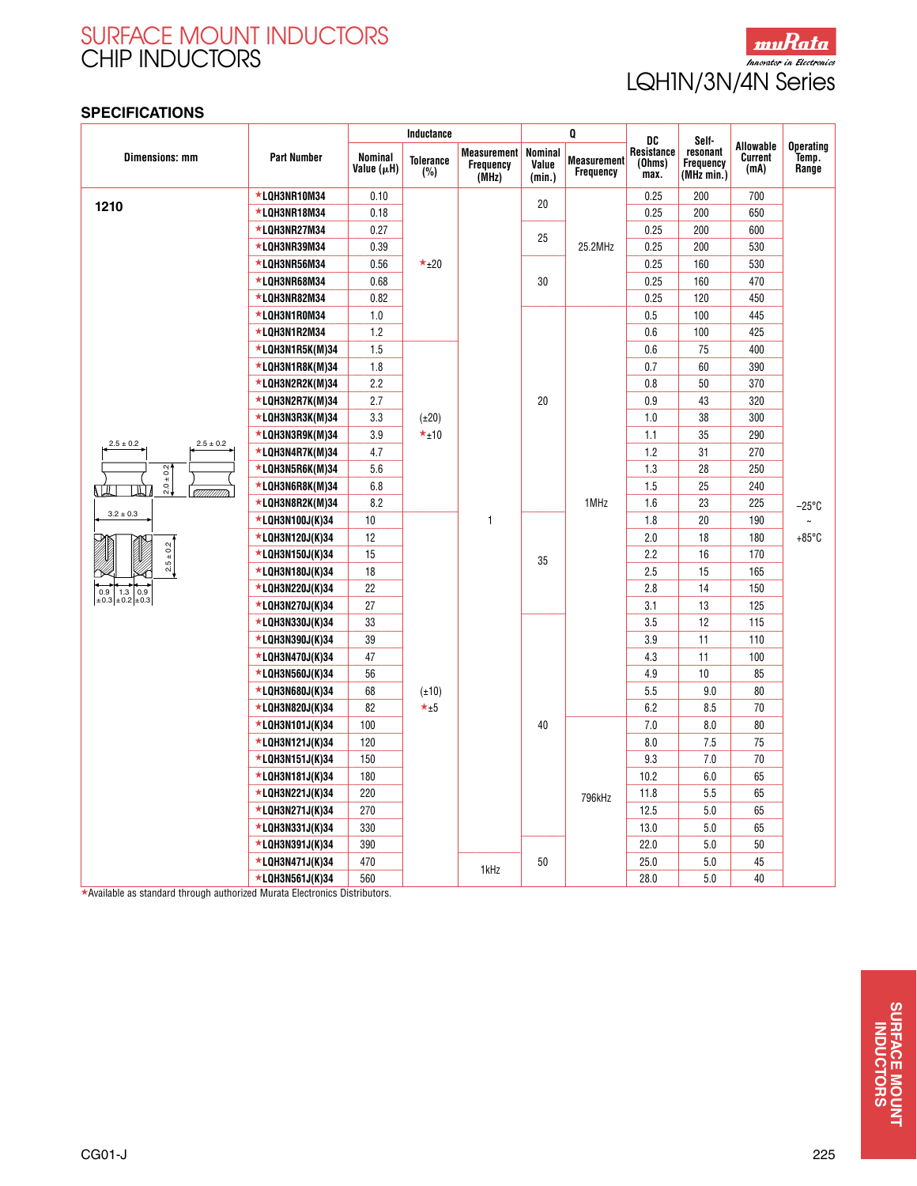# SURFACE MOUNT INDUCTORS
# CHIP INDUCTORS

## LQH1N/3N/4N Series

### SPECIFICATIONS

| Dimensions: mm | Part Number | Inductance | | | Q | | DC Resistance (Ohms) max. | Self-resonant Frequency (MHz min.) | Allowable Current (mA) | Operating Temp. Range |
|---|---|---|---|---|---|---|---|---|---|---|
| | | Nominal Value (μH) | Tolerance (%) | Measurement Frequency (MHz) | Nominal Value (min.) | Measurement Frequency | | | | |
| **1210** | ★LQH3NR10M34 | 0.10 | ★±20 | 1 | 20 | 25.2MHz | 0.25 | 200 | 700 | −25°C ~ +85°C |
| | ★LQH3NR18M34 | 0.18 | ★±20 | 1 | 20 | 25.2MHz | 0.25 | 200 | 650 | |
| | ★LQH3NR27M34 | 0.27 | ★±20 | 1 | 25 | 25.2MHz | 0.25 | 200 | 600 | |
| | ★LQH3NR39M34 | 0.39 | ★±20 | 1 | 25 | 25.2MHz | 0.25 | 200 | 530 | |
| | ★LQH3NR56M34 | 0.56 | ★±20 | 1 | 30 | 25.2MHz | 0.25 | 160 | 530 | |
| | ★LQH3NR68M34 | 0.68 | ★±20 | 1 | 30 | 25.2MHz | 0.25 | 160 | 470 | |
| | ★LQH3NR82M34 | 0.82 | ★±20 | 1 | 30 | 25.2MHz | 0.25 | 120 | 450 | |
| | ★LQH3N1R0M34 | 1.0 | ★±20 | 1 | 20 | 1MHz | 0.5 | 100 | 445 | |
| | ★LQH3N1R2M34 | 1.2 | ★±20 | 1 | 20 | 1MHz | 0.6 | 100 | 425 | |
| | ★LQH3N1R5K(M)34 | 1.5 | (±20) ★±10 | 1 | 20 | 1MHz | 0.6 | 75 | 400 | |
| | ★LQH3N1R8K(M)34 | 1.8 | (±20) ★±10 | 1 | 20 | 1MHz | 0.7 | 60 | 390 | |
| | ★LQH3N2R2K(M)34 | 2.2 | (±20) ★±10 | 1 | 20 | 1MHz | 0.8 | 50 | 370 | |
| | ★LQH3N2R7K(M)34 | 2.7 | (±20) ★±10 | 1 | 20 | 1MHz | 0.9 | 43 | 320 | |
| | ★LQH3N3R3K(M)34 | 3.3 | (±20) ★±10 | 1 | 20 | 1MHz | 1.0 | 38 | 300 | |
| | ★LQH3N3R9K(M)34 | 3.9 | (±20) ★±10 | 1 | 20 | 1MHz | 1.1 | 35 | 290 | |
| | ★LQH3N4R7K(M)34 | 4.7 | (±20) ★±10 | 1 | 20 | 1MHz | 1.2 | 31 | 270 | |
| | ★LQH3N5R6K(M)34 | 5.6 | (±20) ★±10 | 1 | 20 | 1MHz | 1.3 | 28 | 250 | |
| | ★LQH3N6R8K(M)34 | 6.8 | (±20) ★±10 | 1 | 20 | 1MHz | 1.5 | 25 | 240 | |
| | ★LQH3N8R2K(M)34 | 8.2 | (±20) ★±10 | 1 | 20 | 1MHz | 1.6 | 23 | 225 | |
| | ★LQH3N100J(K)34 | 10 | (±10) ★±5 | 1 | 35 | 1MHz | 1.8 | 20 | 190 | |
| | ★LQH3N120J(K)34 | 12 | (±10) ★±5 | 1 | 35 | 1MHz | 2.0 | 18 | 180 | |
| | ★LQH3N150J(K)34 | 15 | (±10) ★±5 | 1 | 35 | 1MHz | 2.2 | 16 | 170 | |
| | ★LQH3N180J(K)34 | 18 | (±10) ★±5 | 1 | 35 | 1MHz | 2.5 | 15 | 165 | |
| | ★LQH3N220J(K)34 | 22 | (±10) ★±5 | 1 | 35 | 1MHz | 2.8 | 14 | 150 | |
| | ★LQH3N270J(K)34 | 27 | (±10) ★±5 | 1 | 35 | 1MHz | 3.1 | 13 | 125 | |
| | ★LQH3N330J(K)34 | 33 | (±10) ★±5 | 1 | 40 | 1MHz | 3.5 | 12 | 115 | |
| | ★LQH3N390J(K)34 | 39 | (±10) ★±5 | 1 | 40 | 1MHz | 3.9 | 11 | 110 | |
| | ★LQH3N470J(K)34 | 47 | (±10) ★±5 | 1 | 40 | 1MHz | 4.3 | 11 | 100 | |
| | ★LQH3N560J(K)34 | 56 | (±10) ★±5 | 1 | 40 | 1MHz | 4.9 | 10 | 85 | |
| | ★LQH3N680J(K)34 | 68 | (±10) ★±5 | 1 | 40 | 1MHz | 5.5 | 9.0 | 80 | |
| | ★LQH3N820J(K)34 | 82 | (±10) ★±5 | 1 | 40 | 1MHz | 6.2 | 8.5 | 70 | |
| | ★LQH3N101J(K)34 | 100 | (±10) ★±5 | 1 | 40 | 796kHz | 7.0 | 8.0 | 80 | |
| | ★LQH3N121J(K)34 | 120 | (±10) ★±5 | 1 | 40 | 796kHz | 8.0 | 7.5 | 75 | |
| | ★LQH3N151J(K)34 | 150 | (±10) ★±5 | 1 | 40 | 796kHz | 9.3 | 7.0 | 70 | |
| | ★LQH3N181J(K)34 | 180 | (±10) ★±5 | 1 | 40 | 796kHz | 10.2 | 6.0 | 65 | |
| | ★LQH3N221J(K)34 | 220 | (±10) ★±5 | 1 | 40 | 796kHz | 11.8 | 5.5 | 65 | |
| | ★LQH3N271J(K)34 | 270 | (±10) ★±5 | 1 | 40 | 796kHz | 12.5 | 5.0 | 65 | |
| | ★LQH3N331J(K)34 | 330 | (±10) ★±5 | 1 | 40 | 796kHz | 13.0 | 5.0 | 65 | |
| | ★LQH3N391J(K)34 | 390 | (±10) ★±5 | 1 | 50 | 796kHz | 22.0 | 5.0 | 50 | |
| | ★LQH3N471J(K)34 | 470 | (±10) ★±5 | 1kHz | 50 | 796kHz | 25.0 | 5.0 | 45 | |
| | ★LQH3N561J(K)34 | 560 | (±10) ★±5 | 1kHz | 50 | 796kHz | 28.0 | 5.0 | 40 | |

Dimensions: 2.5 ± 0.2, 2.5 ± 0.2, 2.0 ± 0.2, 3.2 ± 0.3, 2.5 ± 0.2, 0.9 ±0.3, 1.3 ±0.2, 0.9 ±0.3

★Available as standard through authorized Murata Electronics Distributors.

CG01-J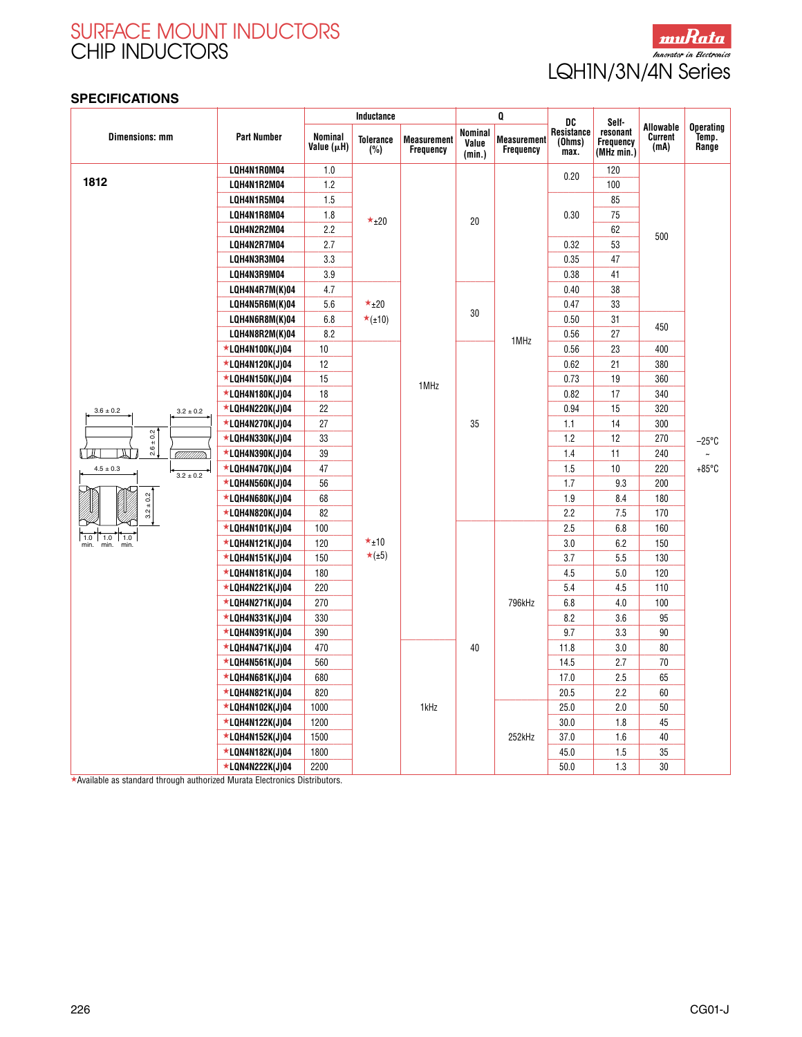SURFACE MOUNT INDUCTORS
CHIP INDUCTORS

LQH1N/3N/4N Series

## SPECIFICATIONS

| Dimensions: mm | Part Number | Inductance | | | Q | | DC Resistance (Ohms) max. | Self-resonant Frequency (MHz min.) | Allowable Current (mA) | Operating Temp. Range |
|---|---|---|---|---|---|---|---|---|---|---|
| | | Nominal Value (µH) | Tolerance (%) | Measurement Frequency | Nominal Value (min.) | Measurement Frequency | | | | |
| 1812 | LQH4N1R0M04 | 1.0 | ★±20 | 1MHz | 20 | 1MHz | 0.20 | 120 | 500 | −25°C ~ +85°C |
| | LQH4N1R2M04 | 1.2 | | | | | | 100 | | |
| | LQH4N1R5M04 | 1.5 | | | | | 0.30 | 85 | | |
| | LQH4N1R8M04 | 1.8 | | | | | | 75 | | |
| | LQH4N2R2M04 | 2.2 | | | | | | 62 | | |
| | LQH4N2R7M04 | 2.7 | | | | | 0.32 | 53 | | |
| | LQH4N3R3M04 | 3.3 | | | | | 0.35 | 47 | | |
| | LQH4N3R9M04 | 3.9 | | | | | 0.38 | 41 | | |
| | LQH4N4R7M(K)04 | 4.7 | ★±20 ★(±10) | | 30 | | 0.40 | 38 | | |
| | LQH4N5R6M(K)04 | 5.6 | | | | | 0.47 | 33 | | |
| | LQH4N6R8M(K)04 | 6.8 | | | | | 0.50 | 31 | 450 | |
| | LQH4N8R2M(K)04 | 8.2 | | | | | 0.56 | 27 | | |
| | ★LQH4N100K(J)04 | 10 | ★±10 ★(±5) | | 35 | | 0.56 | 23 | 400 | |
| | ★LQH4N120K(J)04 | 12 | | | | | 0.62 | 21 | 380 | |
| | ★LQH4N150K(J)04 | 15 | | | | | 0.73 | 19 | 360 | |
| | ★LQH4N180K(J)04 | 18 | | | | | 0.82 | 17 | 340 | |
| | ★LQH4N220K(J)04 | 22 | | | | | 0.94 | 15 | 320 | |
| | ★LQH4N270K(J)04 | 27 | | | | | 1.1 | 14 | 300 | |
| | ★LQH4N330K(J)04 | 33 | | | | | 1.2 | 12 | 270 | |
| | ★LQH4N390K(J)04 | 39 | | | | | 1.4 | 11 | 240 | |
| | ★LQH4N470K(J)04 | 47 | | | | | 1.5 | 10 | 220 | |
| | ★LQH4N560K(J)04 | 56 | | | | | 1.7 | 9.3 | 200 | |
| | ★LQH4N680K(J)04 | 68 | | | | | 1.9 | 8.4 | 180 | |
| | ★LQH4N820K(J)04 | 82 | | | | | 2.2 | 7.5 | 170 | |
| | ★LQH4N101K(J)04 | 100 | | | 40 | 796kHz | 2.5 | 6.8 | 160 | |
| | ★LQH4N121K(J)04 | 120 | | | | | 3.0 | 6.2 | 150 | |
| | ★LQH4N151K(J)04 | 150 | | | | | 3.7 | 5.5 | 130 | |
| | ★LQH4N181K(J)04 | 180 | | | | | 4.5 | 5.0 | 120 | |
| | ★LQH4N221K(J)04 | 220 | | | | | 5.4 | 4.5 | 110 | |
| | ★LQH4N271K(J)04 | 270 | | | | | 6.8 | 4.0 | 100 | |
| | ★LQH4N331K(J)04 | 330 | | | | | 8.2 | 3.6 | 95 | |
| | ★LQH4N391K(J)04 | 390 | | | | | 9.7 | 3.3 | 90 | |
| | ★LQH4N471K(J)04 | 470 | | 1kHz | | | 11.8 | 3.0 | 80 | |
| | ★LQH4N561K(J)04 | 560 | | | | | 14.5 | 2.7 | 70 | |
| | ★LQH4N681K(J)04 | 680 | | | | | 17.0 | 2.5 | 65 | |
| | ★LQH4N821K(J)04 | 820 | | | | | 20.5 | 2.2 | 60 | |
| | ★LQH4N102K(J)04 | 1000 | | | | 252kHz | 25.0 | 2.0 | 50 | |
| | ★LQH4N122K(J)04 | 1200 | | | | | 30.0 | 1.8 | 45 | |
| | ★LQH4N152K(J)04 | 1500 | | | | | 37.0 | 1.6 | 40 | |
| | ★LQN4N182K(J)04 | 1800 | | | | | 45.0 | 1.5 | 35 | |
| | ★LQN4N222K(J)04 | 2200 | | | | | 50.0 | 1.3 | 30 | |

Dimensions: 3.6 ± 0.2, 3.2 ± 0.2, 2.6 ± 0.2, 4.5 ± 0.3, 3.2 ± 0.2, 3.2 ± 0.2, 1.0 min., 1.0 min., 1.0 min.

★Available as standard through authorized Murata Electronics Distributors.

CG01-J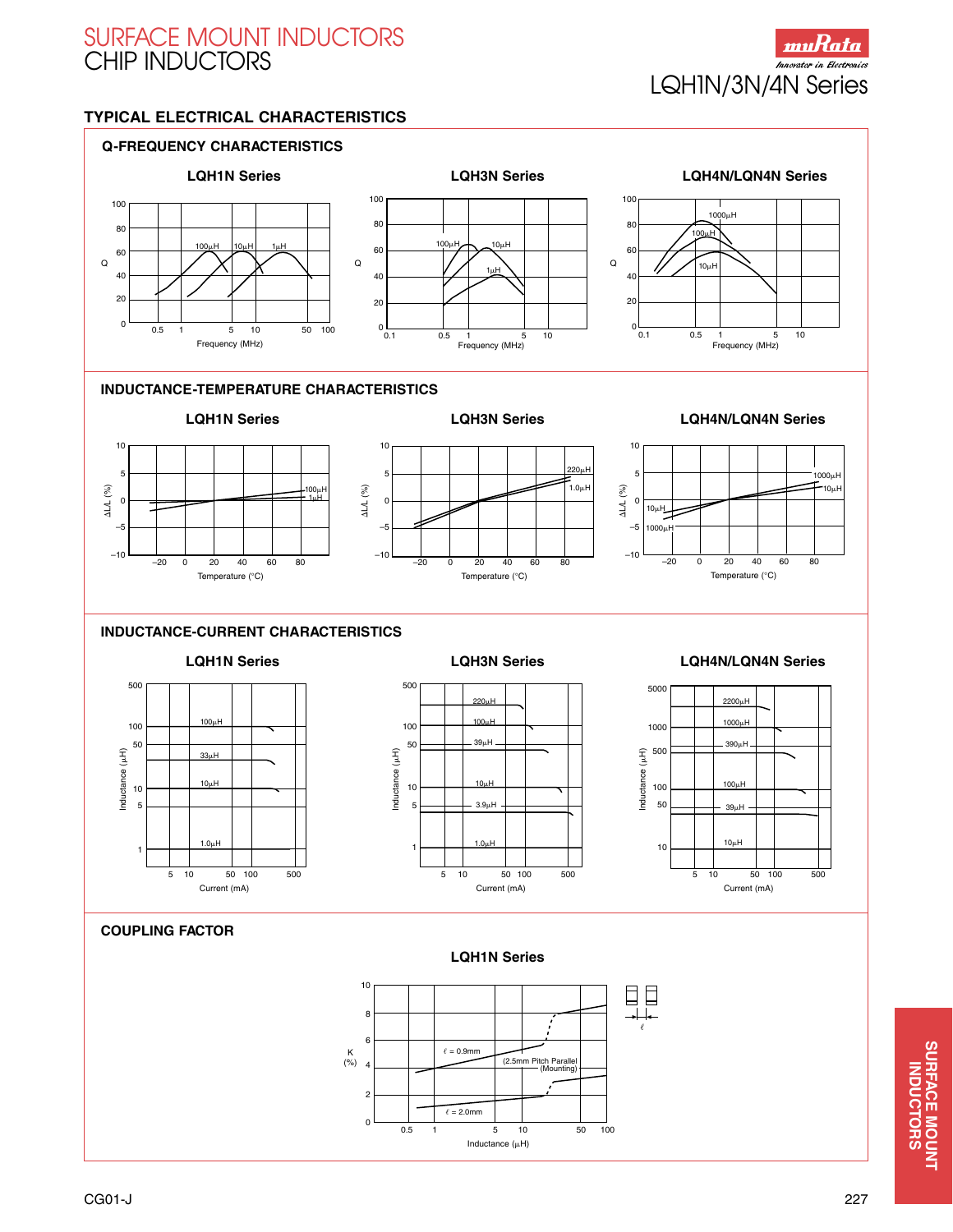# SURFACE MOUNT INDUCTORS
# CHIP INDUCTORS

LQH1N/3N/4N Series

## TYPICAL ELECTRICAL CHARACTERISTICS

### Q-FREQUENCY CHARACTERISTICS

**LQH1N Series**

100
80
60
40
20
0
Q
0.5 1 5 10 50 100
Frequency (MHz)
100μH 10μH 1μH

**LQH3N Series**

100
80
60
40
20
0
Q
0.1 0.5 1 5 10
Frequency (MHz)
100μH 10μH 1μH

**LQH4N/LQN4N Series**

100
80
60
40
20
0
Q
0.1 0.5 1 5 10
Frequency (MHz)
1000μH 100μH 10μH

### INDUCTANCE-TEMPERATURE CHARACTERISTICS

**LQH1N Series**

10
5
0
−5
−10
ΔL/L (%)
−20 0 20 40 60 80
Temperature (°C)
100μH 1μH

**LQH3N Series**

10
5
0
−5
−10
ΔL/L (%)
−20 0 20 40 60 80
Temperature (°C)
220μH 1.0μH

**LQH4N/LQN4N Series**

10
5
0
−5
−10
ΔL/L (%)
−20 0 20 40 60 80
Temperature (°C)
1000μH 10μH 10μH 1000μH

### INDUCTANCE-CURRENT CHARACTERISTICS

**LQH1N Series**

500
100
50
10
5
1
Inductance (μH)
5 10 50 100 500
Current (mA)
100μH 33μH 10μH 1.0μH

**LQH3N Series**

500
100
50
10
5
1
Inductance (μH)
5 10 50 100 500
Current (mA)
220μH 100μH 39μH 10μH 3.9μH 1.0μH

**LQH4N/LQN4N Series**

5000
1000
500
100
50
10
Inductance (μH)
5 10 50 100 500
Current (mA)
2200μH 1000μH 390μH 100μH 39μH 10μH

### COUPLING FACTOR

**LQH1N Series**

10
8
6
4
2
0
K (%)
0.5 1 5 10 50 100
Inductance (μH)
ℓ = 0.9mm
ℓ = 2.0mm
(2.5mm Pitch Parallel (Mounting))
ℓ

CG01-J

SURFACE MOUNT INDUCTORS